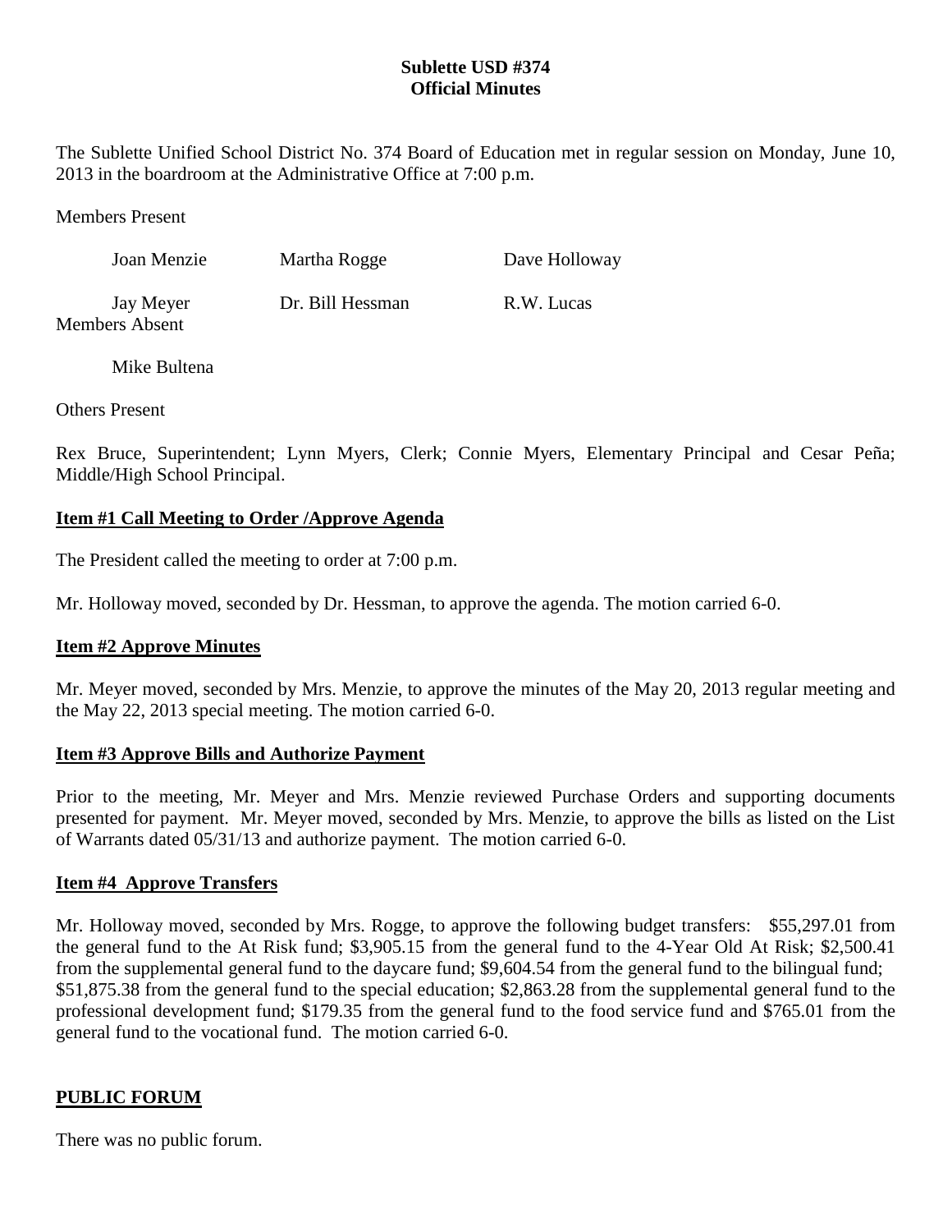# Sublette USD #374
## Official Minutes

The Sublette Unified School District No. 374 Board of Education met in regular session on Monday, June 10, 2013 in the boardroom at the Administrative Office at 7:00 p.m.

Members Present

| | | |
|---|---|---|
| Joan Menzie | Martha Rogge | Dave Holloway |
| Jay Meyer | Dr. Bill Hessman | R.W. Lucas |

Members Absent

Mike Bultena

Others Present

Rex Bruce, Superintendent; Lynn Myers, Clerk; Connie Myers, Elementary Principal and Cesar Peña; Middle/High School Principal.

**Item #1 Call Meeting to Order /Approve Agenda**

The President called the meeting to order at 7:00 p.m.

Mr. Holloway moved, seconded by Dr. Hessman, to approve the agenda. The motion carried 6-0.

**Item #2 Approve Minutes**

Mr. Meyer moved, seconded by Mrs. Menzie, to approve the minutes of the May 20, 2013 regular meeting and the May 22, 2013 special meeting. The motion carried 6-0.

**Item #3 Approve Bills and Authorize Payment**

Prior to the meeting, Mr. Meyer and Mrs. Menzie reviewed Purchase Orders and supporting documents presented for payment. Mr. Meyer moved, seconded by Mrs. Menzie, to approve the bills as listed on the List of Warrants dated 05/31/13 and authorize payment. The motion carried 6-0.

**Item #4 Approve Transfers**

Mr. Holloway moved, seconded by Mrs. Rogge, to approve the following budget transfers: $55,297.01 from the general fund to the At Risk fund; $3,905.15 from the general fund to the 4-Year Old At Risk; $2,500.41 from the supplemental general fund to the daycare fund; $9,604.54 from the general fund to the bilingual fund; $51,875.38 from the general fund to the special education; $2,863.28 from the supplemental general fund to the professional development fund; $179.35 from the general fund to the food service fund and $765.01 from the general fund to the vocational fund. The motion carried 6-0.

**PUBLIC FORUM**

There was no public forum.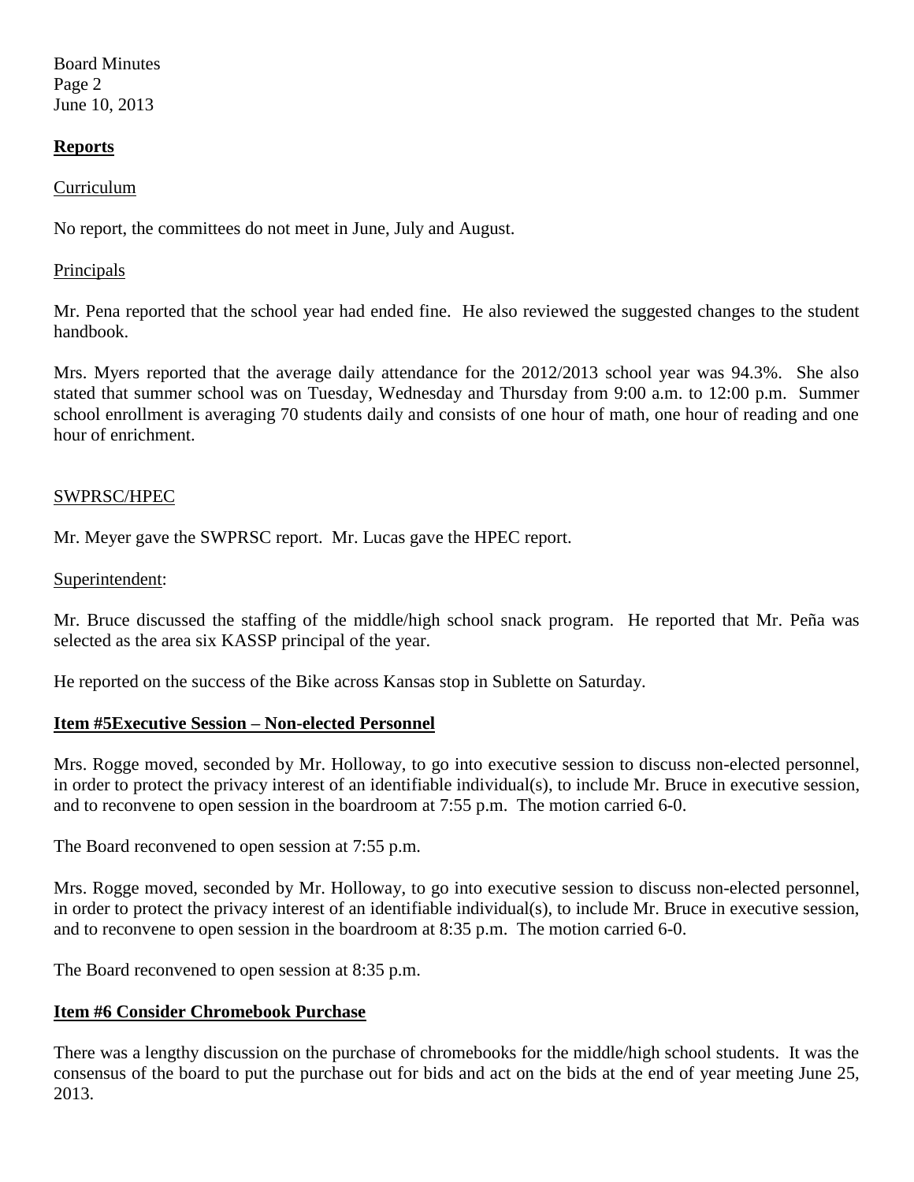## Reports

Curriculum

No report, the committees do not meet in June, July and August.

Principals

Mr. Pena reported that the school year had ended fine. He also reviewed the suggested changes to the student handbook.

Mrs. Myers reported that the average daily attendance for the 2012/2013 school year was 94.3%. She also stated that summer school was on Tuesday, Wednesday and Thursday from 9:00 a.m. to 12:00 p.m. Summer school enrollment is averaging 70 students daily and consists of one hour of math, one hour of reading and one hour of enrichment.

SWPRSC/HPEC

Mr. Meyer gave the SWPRSC report. Mr. Lucas gave the HPEC report.

Superintendent:

Mr. Bruce discussed the staffing of the middle/high school snack program. He reported that Mr. Peña was selected as the area six KASSP principal of the year.

He reported on the success of the Bike across Kansas stop in Sublette on Saturday.

## Item #5Executive Session – Non-elected Personnel

Mrs. Rogge moved, seconded by Mr. Holloway, to go into executive session to discuss non-elected personnel, in order to protect the privacy interest of an identifiable individual(s), to include Mr. Bruce in executive session, and to reconvene to open session in the boardroom at 7:55 p.m. The motion carried 6-0.

The Board reconvened to open session at 7:55 p.m.

Mrs. Rogge moved, seconded by Mr. Holloway, to go into executive session to discuss non-elected personnel, in order to protect the privacy interest of an identifiable individual(s), to include Mr. Bruce in executive session, and to reconvene to open session in the boardroom at 8:35 p.m. The motion carried 6-0.

The Board reconvened to open session at 8:35 p.m.

## Item #6 Consider Chromebook Purchase

There was a lengthy discussion on the purchase of chromebooks for the middle/high school students. It was the consensus of the board to put the purchase out for bids and act on the bids at the end of year meeting June 25, 2013.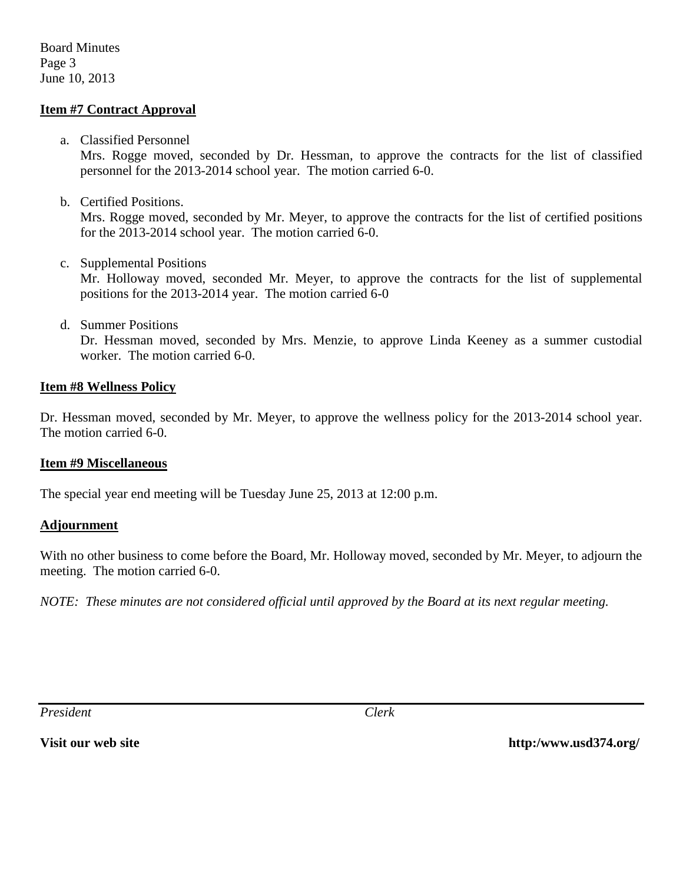## Item #7 Contract Approval

a. Classified Personnel
   Mrs. Rogge moved, seconded by Dr. Hessman, to approve the contracts for the list of classified personnel for the 2013-2014 school year. The motion carried 6-0.

b. Certified Positions.
   Mrs. Rogge moved, seconded by Mr. Meyer, to approve the contracts for the list of certified positions for the 2013-2014 school year. The motion carried 6-0.

c. Supplemental Positions
   Mr. Holloway moved, seconded Mr. Meyer, to approve the contracts for the list of supplemental positions for the 2013-2014 year. The motion carried 6-0

d. Summer Positions
   Dr. Hessman moved, seconded by Mrs. Menzie, to approve Linda Keeney as a summer custodial worker. The motion carried 6-0.

## Item #8 Wellness Policy

Dr. Hessman moved, seconded by Mr. Meyer, to approve the wellness policy for the 2013-2014 school year. The motion carried 6-0.

## Item #9 Miscellaneous

The special year end meeting will be Tuesday June 25, 2013 at 12:00 p.m.

## Adjournment

With no other business to come before the Board, Mr. Holloway moved, seconded by Mr. Meyer, to adjourn the meeting. The motion carried 6-0.

*NOTE: These minutes are not considered official until approved by the Board at its next regular meeting.*

*President* *Clerk*

**Visit our web site** **http:/www.usd374.org/**